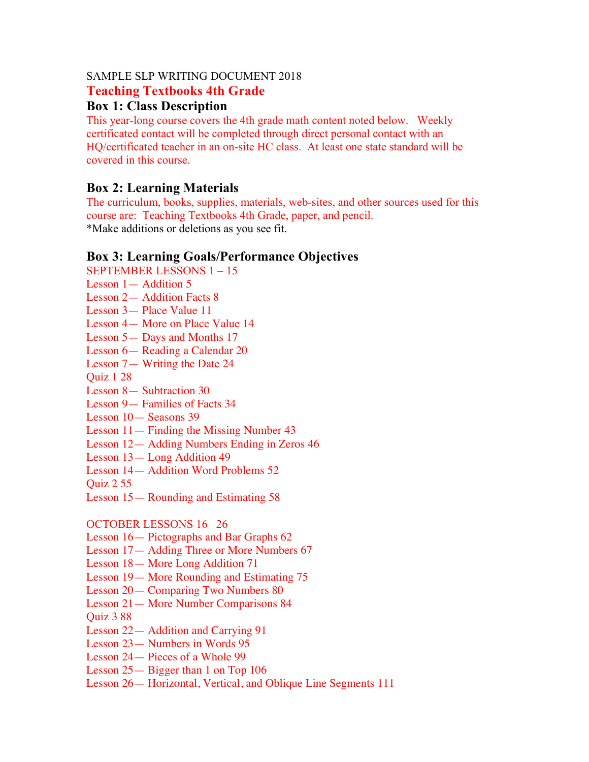SAMPLE SLP WRITING DOCUMENT 2018

# Teaching Textbooks 4th Grade

## Box 1: Class Description

This year-long course covers the 4th grade math content noted below. Weekly certificated contact will be completed through direct personal contact with an HQ/certificated teacher in an on-site HC class. At least one state standard will be covered in this course.

## Box 2: Learning Materials

The curriculum, books, supplies, materials, web-sites, and other sources used for this course are: Teaching Textbooks 4th Grade, paper, and pencil.

*Make additions or deletions as you see fit.

## Box 3: Learning Goals/Performance Objectives

SEPTEMBER LESSONS 1 – 15

Lesson 1— Addition 5
Lesson 2— Addition Facts 8
Lesson 3— Place Value 11
Lesson 4— More on Place Value 14
Lesson 5— Days and Months 17
Lesson 6— Reading a Calendar 20
Lesson 7— Writing the Date 24
Quiz 1 28
Lesson 8— Subtraction 30
Lesson 9— Families of Facts 34
Lesson 10— Seasons 39
Lesson 11— Finding the Missing Number 43
Lesson 12— Adding Numbers Ending in Zeros 46
Lesson 13— Long Addition 49
Lesson 14— Addition Word Problems 52
Quiz 2 55
Lesson 15— Rounding and Estimating 58

OCTOBER LESSONS 16– 26

Lesson 16— Pictographs and Bar Graphs 62
Lesson 17— Adding Three or More Numbers 67
Lesson 18— More Long Addition 71
Lesson 19— More Rounding and Estimating 75
Lesson 20— Comparing Two Numbers 80
Lesson 21— More Number Comparisons 84
Quiz 3 88
Lesson 22— Addition and Carrying 91
Lesson 23— Numbers in Words 95
Lesson 24— Pieces of a Whole 99
Lesson 25— Bigger than 1 on Top 106
Lesson 26— Horizontal, Vertical, and Oblique Line Segments 111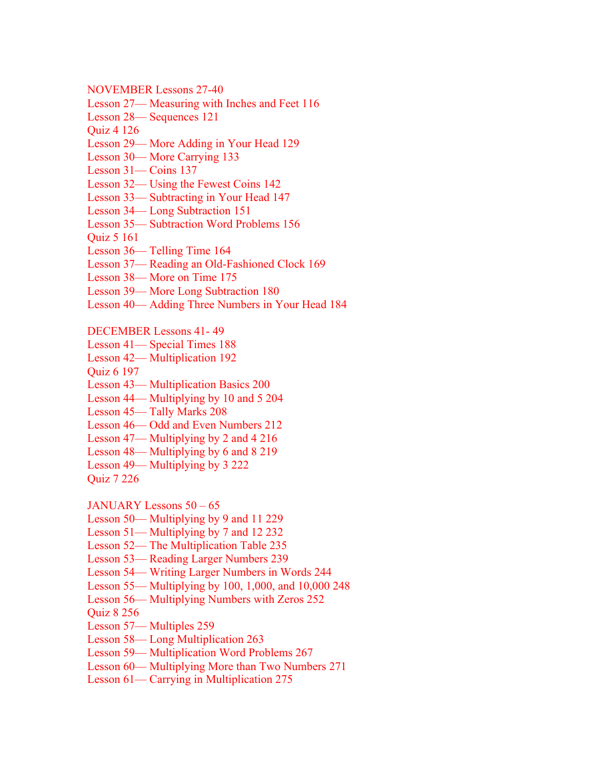NOVEMBER Lessons 27-40
Lesson 27— Measuring with Inches and Feet 116
Lesson 28— Sequences 121
Quiz 4 126
Lesson 29— More Adding in Your Head 129
Lesson 30— More Carrying 133
Lesson 31— Coins 137
Lesson 32— Using the Fewest Coins 142
Lesson 33— Subtracting in Your Head 147
Lesson 34— Long Subtraction 151
Lesson 35— Subtraction Word Problems 156
Quiz 5 161
Lesson 36— Telling Time 164
Lesson 37— Reading an Old-Fashioned Clock 169
Lesson 38— More on Time 175
Lesson 39— More Long Subtraction 180
Lesson 40— Adding Three Numbers in Your Head 184

DECEMBER Lessons 41- 49
Lesson 41— Special Times 188
Lesson 42— Multiplication 192
Quiz 6 197
Lesson 43— Multiplication Basics 200
Lesson 44— Multiplying by 10 and 5 204
Lesson 45— Tally Marks 208
Lesson 46— Odd and Even Numbers 212
Lesson 47— Multiplying by 2 and 4 216
Lesson 48— Multiplying by 6 and 8 219
Lesson 49— Multiplying by 3 222
Quiz 7 226

JANUARY Lessons 50 – 65
Lesson 50— Multiplying by 9 and 11 229
Lesson 51— Multiplying by 7 and 12 232
Lesson 52— The Multiplication Table 235
Lesson 53— Reading Larger Numbers 239
Lesson 54— Writing Larger Numbers in Words 244
Lesson 55— Multiplying by 100, 1,000, and 10,000 248
Lesson 56— Multiplying Numbers with Zeros 252
Quiz 8 256
Lesson 57— Multiples 259
Lesson 58— Long Multiplication 263
Lesson 59— Multiplication Word Problems 267
Lesson 60— Multiplying More than Two Numbers 271
Lesson 61— Carrying in Multiplication 275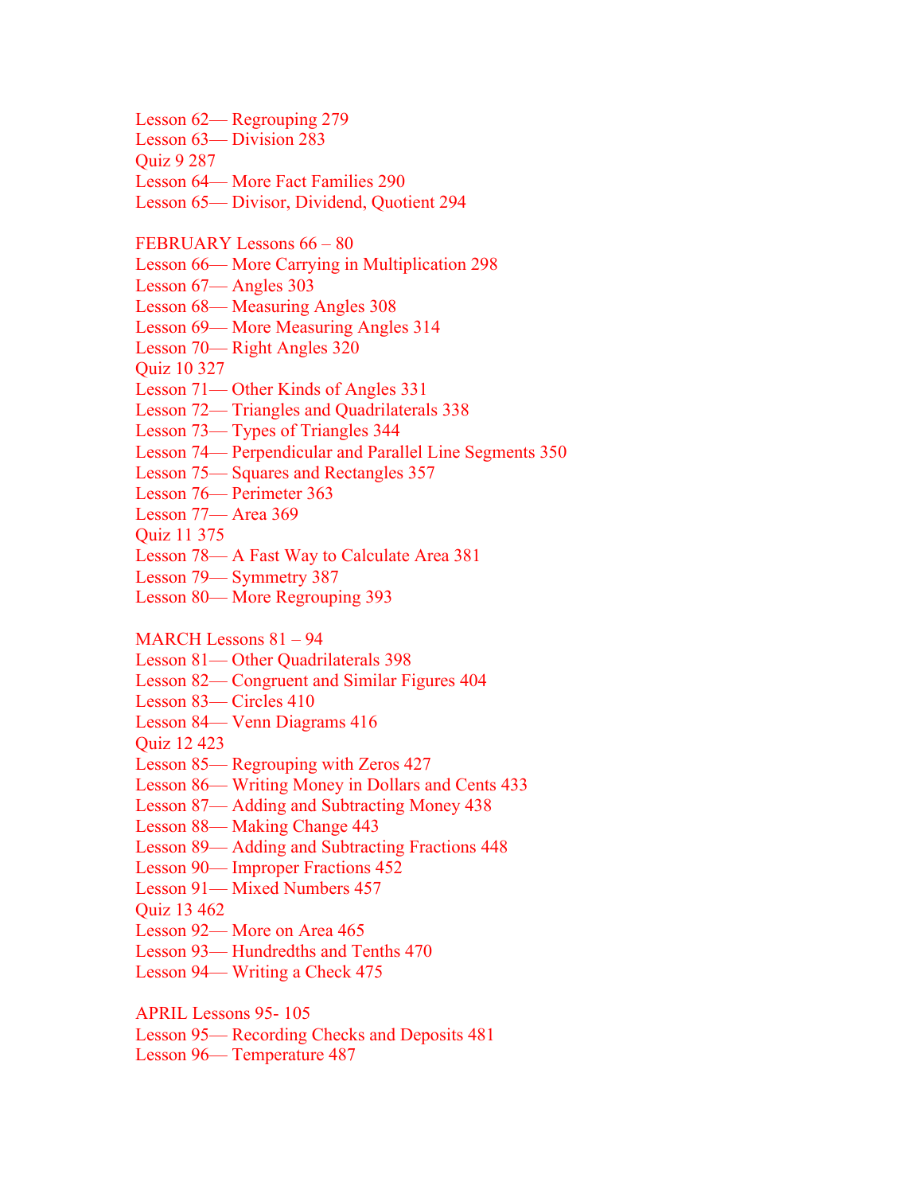Lesson 62— Regrouping 279
Lesson 63— Division 283
Quiz 9 287
Lesson 64— More Fact Families 290
Lesson 65— Divisor, Dividend, Quotient 294

FEBRUARY Lessons 66 – 80
Lesson 66— More Carrying in Multiplication 298
Lesson 67— Angles 303
Lesson 68— Measuring Angles 308
Lesson 69— More Measuring Angles 314
Lesson 70— Right Angles 320
Quiz 10 327
Lesson 71— Other Kinds of Angles 331
Lesson 72— Triangles and Quadrilaterals 338
Lesson 73— Types of Triangles 344
Lesson 74— Perpendicular and Parallel Line Segments 350
Lesson 75— Squares and Rectangles 357
Lesson 76— Perimeter 363
Lesson 77— Area 369
Quiz 11 375
Lesson 78— A Fast Way to Calculate Area 381
Lesson 79— Symmetry 387
Lesson 80— More Regrouping 393

MARCH Lessons 81 – 94
Lesson 81— Other Quadrilaterals 398
Lesson 82— Congruent and Similar Figures 404
Lesson 83— Circles 410
Lesson 84— Venn Diagrams 416
Quiz 12 423
Lesson 85— Regrouping with Zeros 427
Lesson 86— Writing Money in Dollars and Cents 433
Lesson 87— Adding and Subtracting Money 438
Lesson 88— Making Change 443
Lesson 89— Adding and Subtracting Fractions 448
Lesson 90— Improper Fractions 452
Lesson 91— Mixed Numbers 457
Quiz 13 462
Lesson 92— More on Area 465
Lesson 93— Hundredths and Tenths 470
Lesson 94— Writing a Check 475

APRIL Lessons 95- 105
Lesson 95— Recording Checks and Deposits 481
Lesson 96— Temperature 487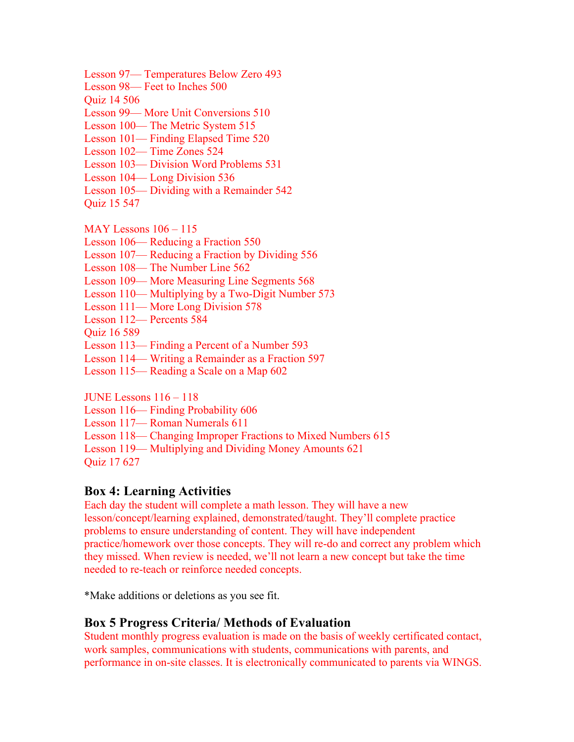Lesson 97— Temperatures Below Zero 493
Lesson 98— Feet to Inches 500
Quiz 14 506
Lesson 99— More Unit Conversions 510
Lesson 100— The Metric System 515
Lesson 101— Finding Elapsed Time 520
Lesson 102— Time Zones 524
Lesson 103— Division Word Problems 531
Lesson 104— Long Division 536
Lesson 105— Dividing with a Remainder 542
Quiz 15 547

MAY Lessons 106 – 115
Lesson 106— Reducing a Fraction 550
Lesson 107— Reducing a Fraction by Dividing 556
Lesson 108— The Number Line 562
Lesson 109— More Measuring Line Segments 568
Lesson 110— Multiplying by a Two-Digit Number 573
Lesson 111— More Long Division 578
Lesson 112— Percents 584
Quiz 16 589
Lesson 113— Finding a Percent of a Number 593
Lesson 114— Writing a Remainder as a Fraction 597
Lesson 115— Reading a Scale on a Map 602

JUNE Lessons 116 – 118
Lesson 116— Finding Probability 606
Lesson 117— Roman Numerals 611
Lesson 118— Changing Improper Fractions to Mixed Numbers 615
Lesson 119— Multiplying and Dividing Money Amounts 621
Quiz 17 627

## Box 4: Learning Activities

Each day the student will complete a math lesson. They will have a new lesson/concept/learning explained, demonstrated/taught. They'll complete practice problems to ensure understanding of content. They will have independent practice/homework over those concepts. They will re-do and correct any problem which they missed. When review is needed, we'll not learn a new concept but take the time needed to re-teach or reinforce needed concepts.

*Make additions or deletions as you see fit.

## Box 5 Progress Criteria/ Methods of Evaluation

Student monthly progress evaluation is made on the basis of weekly certificated contact, work samples, communications with students, communications with parents, and performance in on-site classes. It is electronically communicated to parents via WINGS.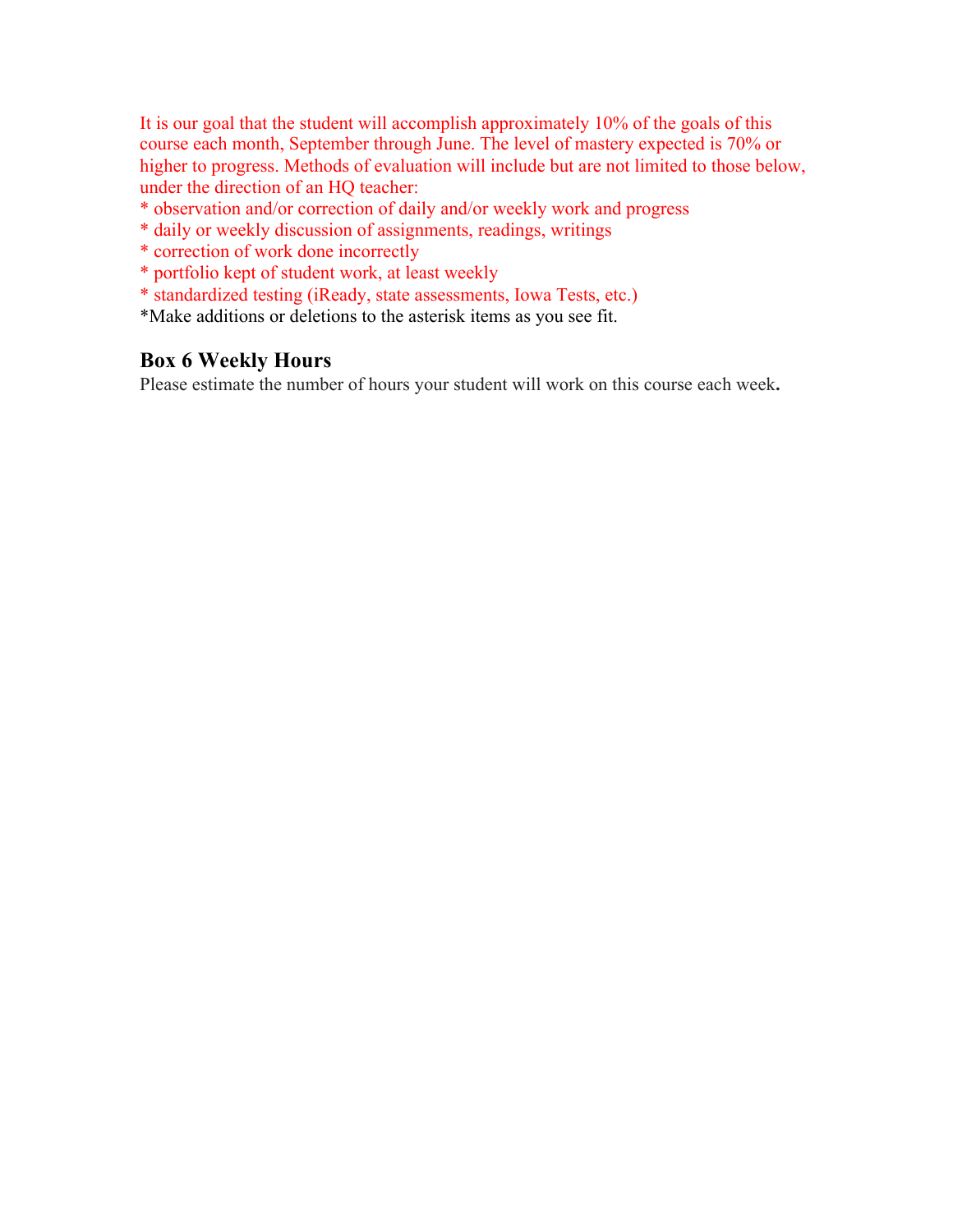It is our goal that the student will accomplish approximately 10% of the goals of this course each month, September through June. The level of mastery expected is 70% or higher to progress. Methods of evaluation will include but are not limited to those below, under the direction of an HQ teacher:

* observation and/or correction of daily and/or weekly work and progress
* daily or weekly discussion of assignments, readings, writings
* correction of work done incorrectly
* portfolio kept of student work, at least weekly
* standardized testing (iReady, state assessments, Iowa Tests, etc.)

*Make additions or deletions to the asterisk items as you see fit.

## Box 6 Weekly Hours

Please estimate the number of hours your student will work on this course each week**.**